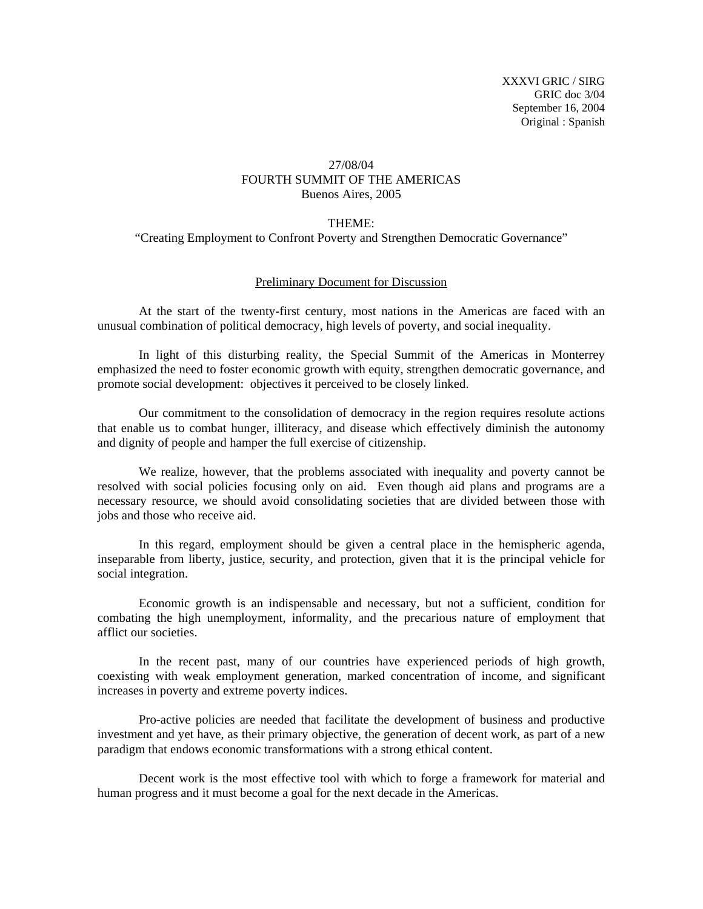XXXVI GRIC / SIRG
GRIC doc 3/04
September 16, 2004
Original : Spanish

27/08/04
FOURTH SUMMIT OF THE AMERICAS
Buenos Aires, 2005

THEME:
"Creating Employment to Confront Poverty and Strengthen Democratic Governance"

## Preliminary Document for Discussion

At the start of the twenty-first century, most nations in the Americas are faced with an unusual combination of political democracy, high levels of poverty, and social inequality.

In light of this disturbing reality, the Special Summit of the Americas in Monterrey emphasized the need to foster economic growth with equity, strengthen democratic governance, and promote social development: objectives it perceived to be closely linked.

Our commitment to the consolidation of democracy in the region requires resolute actions that enable us to combat hunger, illiteracy, and disease which effectively diminish the autonomy and dignity of people and hamper the full exercise of citizenship.

We realize, however, that the problems associated with inequality and poverty cannot be resolved with social policies focusing only on aid. Even though aid plans and programs are a necessary resource, we should avoid consolidating societies that are divided between those with jobs and those who receive aid.

In this regard, employment should be given a central place in the hemispheric agenda, inseparable from liberty, justice, security, and protection, given that it is the principal vehicle for social integration.

Economic growth is an indispensable and necessary, but not a sufficient, condition for combating the high unemployment, informality, and the precarious nature of employment that afflict our societies.

In the recent past, many of our countries have experienced periods of high growth, coexisting with weak employment generation, marked concentration of income, and significant increases in poverty and extreme poverty indices.

Pro-active policies are needed that facilitate the development of business and productive investment and yet have, as their primary objective, the generation of decent work, as part of a new paradigm that endows economic transformations with a strong ethical content.

Decent work is the most effective tool with which to forge a framework for material and human progress and it must become a goal for the next decade in the Americas.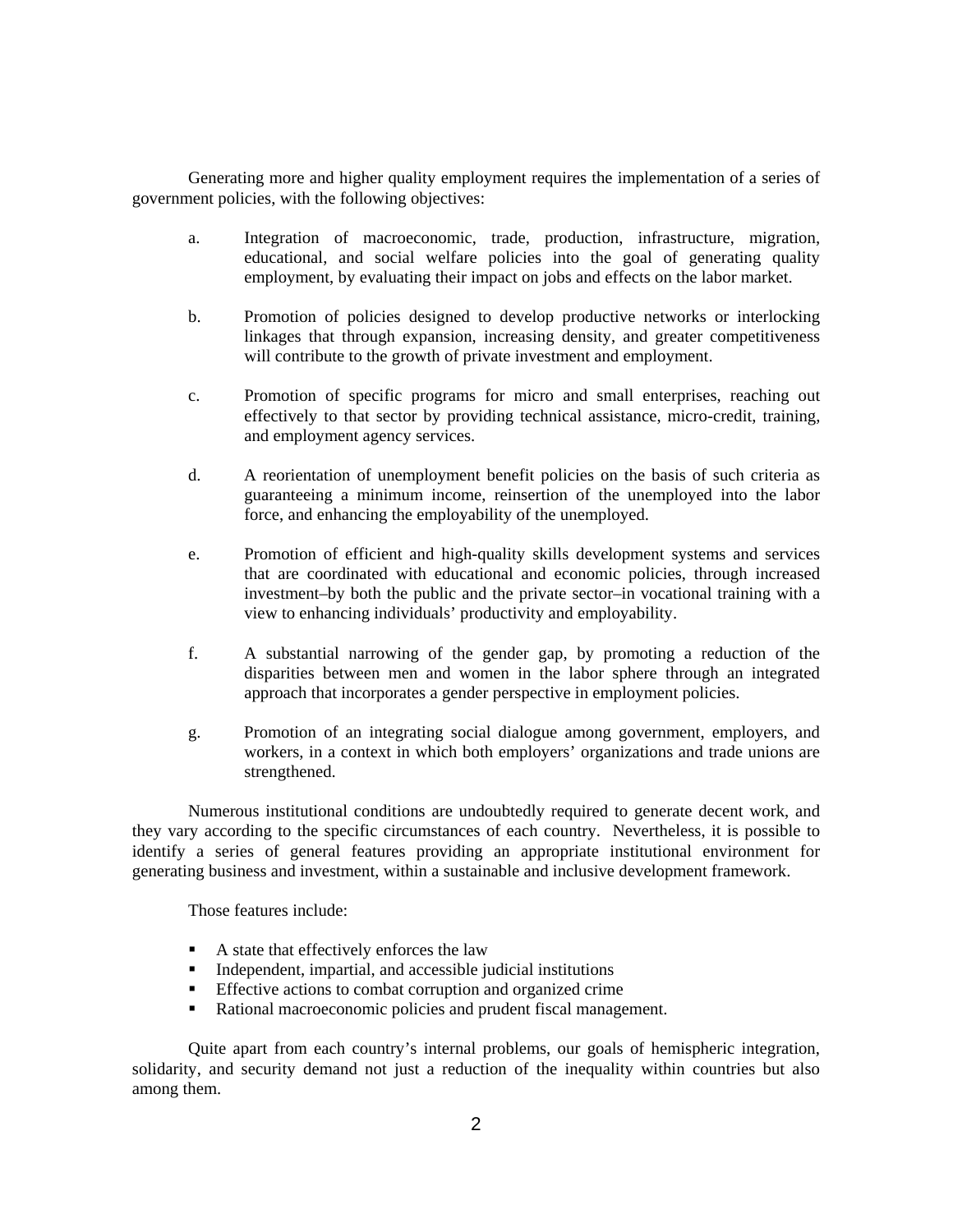Generating more and higher quality employment requires the implementation of a series of government policies, with the following objectives:

a. Integration of macroeconomic, trade, production, infrastructure, migration, educational, and social welfare policies into the goal of generating quality employment, by evaluating their impact on jobs and effects on the labor market.

b. Promotion of policies designed to develop productive networks or interlocking linkages that through expansion, increasing density, and greater competitiveness will contribute to the growth of private investment and employment.

c. Promotion of specific programs for micro and small enterprises, reaching out effectively to that sector by providing technical assistance, micro-credit, training, and employment agency services.

d. A reorientation of unemployment benefit policies on the basis of such criteria as guaranteeing a minimum income, reinsertion of the unemployed into the labor force, and enhancing the employability of the unemployed.

e. Promotion of efficient and high-quality skills development systems and services that are coordinated with educational and economic policies, through increased investment–by both the public and the private sector–in vocational training with a view to enhancing individuals' productivity and employability.

f. A substantial narrowing of the gender gap, by promoting a reduction of the disparities between men and women in the labor sphere through an integrated approach that incorporates a gender perspective in employment policies.

g. Promotion of an integrating social dialogue among government, employers, and workers, in a context in which both employers' organizations and trade unions are strengthened.

Numerous institutional conditions are undoubtedly required to generate decent work, and they vary according to the specific circumstances of each country. Nevertheless, it is possible to identify a series of general features providing an appropriate institutional environment for generating business and investment, within a sustainable and inclusive development framework.

Those features include:

- A state that effectively enforces the law
- Independent, impartial, and accessible judicial institutions
- Effective actions to combat corruption and organized crime
- Rational macroeconomic policies and prudent fiscal management.

Quite apart from each country's internal problems, our goals of hemispheric integration, solidarity, and security demand not just a reduction of the inequality within countries but also among them.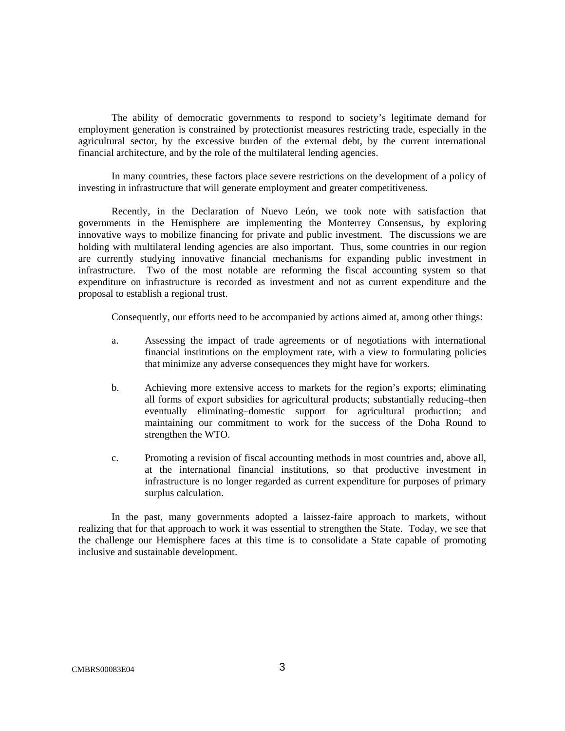The ability of democratic governments to respond to society's legitimate demand for employment generation is constrained by protectionist measures restricting trade, especially in the agricultural sector, by the excessive burden of the external debt, by the current international financial architecture, and by the role of the multilateral lending agencies.

In many countries, these factors place severe restrictions on the development of a policy of investing in infrastructure that will generate employment and greater competitiveness.

Recently, in the Declaration of Nuevo León, we took note with satisfaction that governments in the Hemisphere are implementing the Monterrey Consensus, by exploring innovative ways to mobilize financing for private and public investment. The discussions we are holding with multilateral lending agencies are also important. Thus, some countries in our region are currently studying innovative financial mechanisms for expanding public investment in infrastructure. Two of the most notable are reforming the fiscal accounting system so that expenditure on infrastructure is recorded as investment and not as current expenditure and the proposal to establish a regional trust.

Consequently, our efforts need to be accompanied by actions aimed at, among other things:

a. Assessing the impact of trade agreements or of negotiations with international financial institutions on the employment rate, with a view to formulating policies that minimize any adverse consequences they might have for workers.

b. Achieving more extensive access to markets for the region's exports; eliminating all forms of export subsidies for agricultural products; substantially reducing–then eventually eliminating–domestic support for agricultural production; and maintaining our commitment to work for the success of the Doha Round to strengthen the WTO.

c. Promoting a revision of fiscal accounting methods in most countries and, above all, at the international financial institutions, so that productive investment in infrastructure is no longer regarded as current expenditure for purposes of primary surplus calculation.

In the past, many governments adopted a laissez-faire approach to markets, without realizing that for that approach to work it was essential to strengthen the State. Today, we see that the challenge our Hemisphere faces at this time is to consolidate a State capable of promoting inclusive and sustainable development.